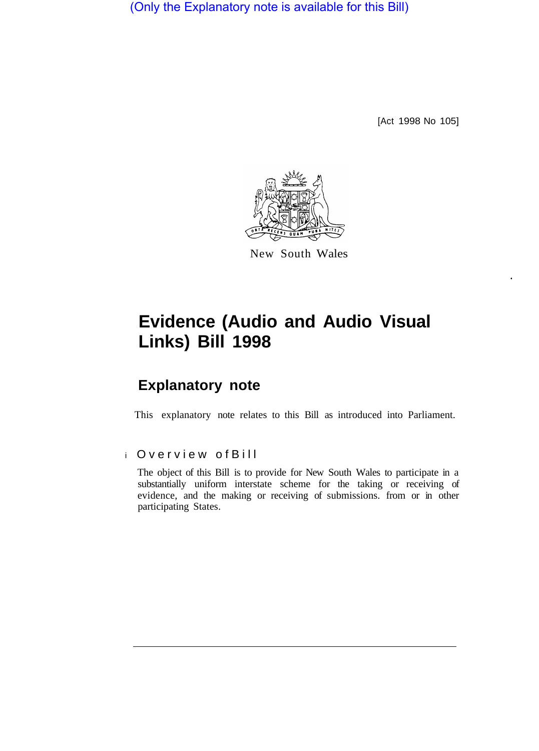(Only the Explanatory note is available for this Bill)

[Act 1998 No 105]

New South Wales

# Evidence (Audio and Audio Visual Links) Bill 1998

## Explanatory note

This explanatory note relates to this Bill as introduced into Parliament.

### Overview of Bill

The object of this Bill is to provide for New South Wales to participate in a substantially uniform interstate scheme for the taking or receiving of evidence, and the making or receiving of submissions. from or in other participating States.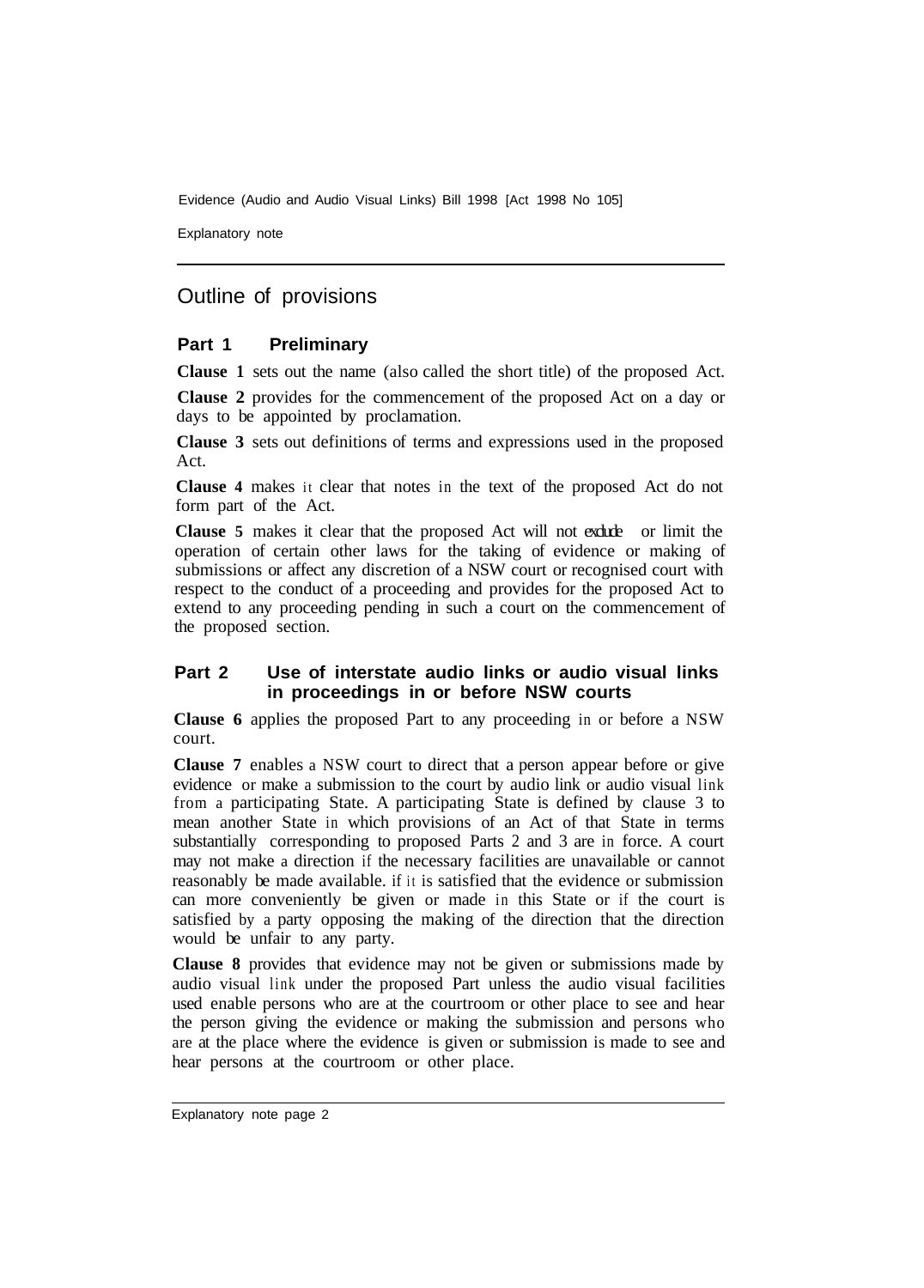## Outline of provisions

### Part 1 Preliminary

**Clause 1** sets out the name (also called the short title) of the proposed Act.

**Clause 2** provides for the commencement of the proposed Act on a day or days to be appointed by proclamation.

**Clause 3** sets out definitions of terms and expressions used in the proposed Act.

**Clause 4** makes it clear that notes in the text of the proposed Act do not form part of the Act.

**Clause 5** makes it clear that the proposed Act will not exclude or limit the operation of certain other laws for the taking of evidence or making of submissions or affect any discretion of a NSW court or recognised court with respect to the conduct of a proceeding and provides for the proposed Act to extend to any proceeding pending in such a court on the commencement of the proposed section.

### Part 2 Use of interstate audio links or audio visual links in proceedings in or before NSW courts

**Clause 6** applies the proposed Part to any proceeding in or before a NSW court.

**Clause 7** enables a NSW court to direct that a person appear before or give evidence or make a submission to the court by audio link or audio visual link from a participating State. A participating State is defined by clause 3 to mean another State in which provisions of an Act of that State in terms substantially corresponding to proposed Parts 2 and 3 are in force. A court may not make a direction if the necessary facilities are unavailable or cannot reasonably be made available. if it is satisfied that the evidence or submission can more conveniently be given or made in this State or if the court is satisfied by a party opposing the making of the direction that the direction would be unfair to any party.

**Clause 8** provides that evidence may not be given or submissions made by audio visual link under the proposed Part unless the audio visual facilities used enable persons who are at the courtroom or other place to see and hear the person giving the evidence or making the submission and persons who are at the place where the evidence is given or submission is made to see and hear persons at the courtroom or other place.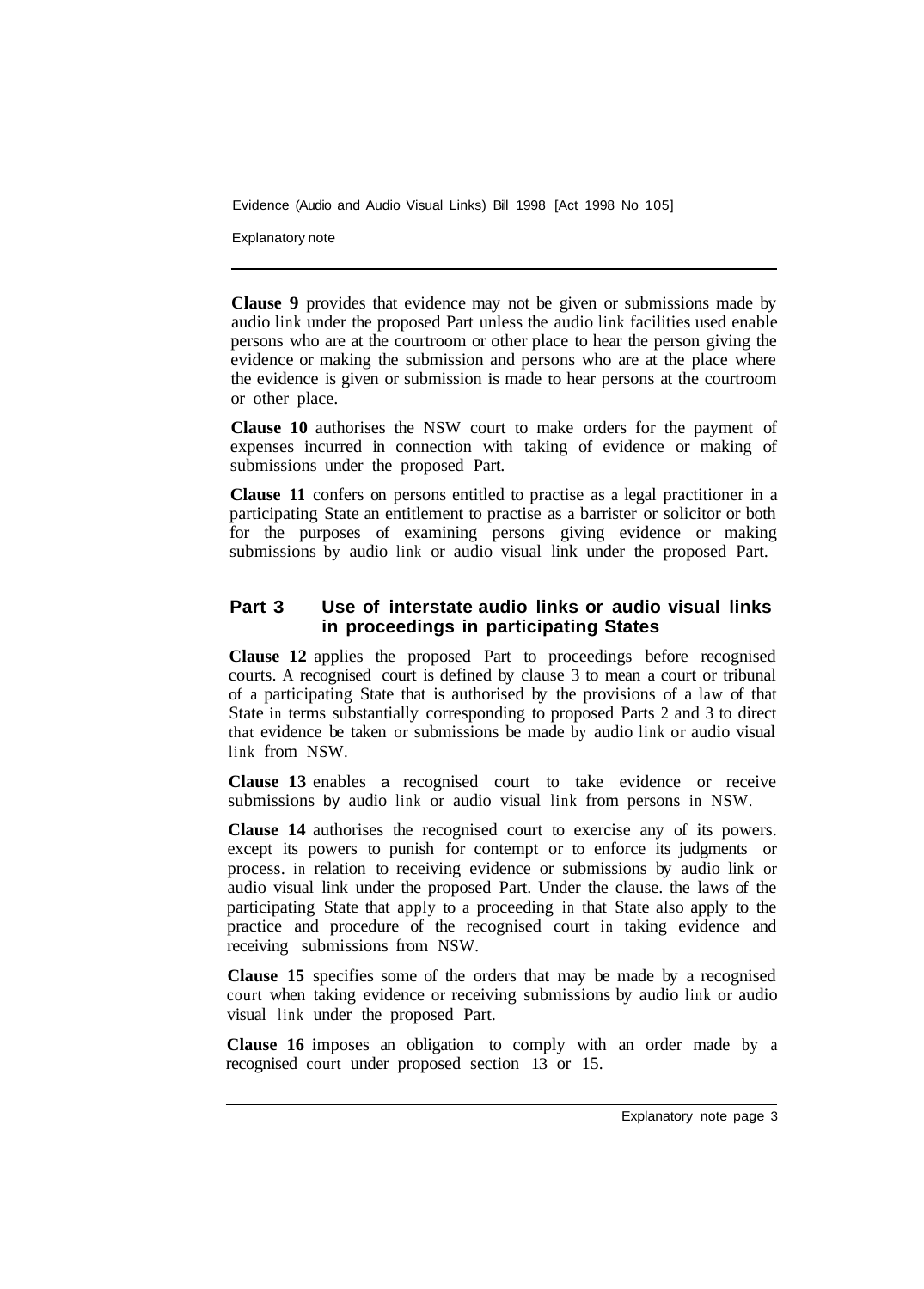**Clause 9** provides that evidence may not be given or submissions made by audio link under the proposed Part unless the audio link facilities used enable persons who are at the courtroom or other place to hear the person giving the evidence or making the submission and persons who are at the place where the evidence is given or submission is made to hear persons at the courtroom or other place.

**Clause 10** authorises the NSW court to make orders for the payment of expenses incurred in connection with taking of evidence or making of submissions under the proposed Part.

**Clause 11** confers on persons entitled to practise as a legal practitioner in a participating State an entitlement to practise as a barrister or solicitor or both for the purposes of examining persons giving evidence or making submissions by audio link or audio visual link under the proposed Part.

## Part 3 Use of interstate audio links or audio visual links in proceedings in participating States

**Clause 12** applies the proposed Part to proceedings before recognised courts. A recognised court is defined by clause 3 to mean a court or tribunal of a participating State that is authorised by the provisions of a law of that State in terms substantially corresponding to proposed Parts 2 and 3 to direct that evidence be taken or submissions be made by audio link or audio visual link from NSW.

**Clause 13** enables a recognised court to take evidence or receive submissions by audio link or audio visual link from persons in NSW.

**Clause 14** authorises the recognised court to exercise any of its powers. except its powers to punish for contempt or to enforce its judgments or process. in relation to receiving evidence or submissions by audio link or audio visual link under the proposed Part. Under the clause. the laws of the participating State that apply to a proceeding in that State also apply to the practice and procedure of the recognised court in taking evidence and receiving submissions from NSW.

**Clause 15** specifies some of the orders that may be made by a recognised court when taking evidence or receiving submissions by audio link or audio visual link under the proposed Part.

**Clause 16** imposes an obligation to comply with an order made by a recognised court under proposed section 13 or 15.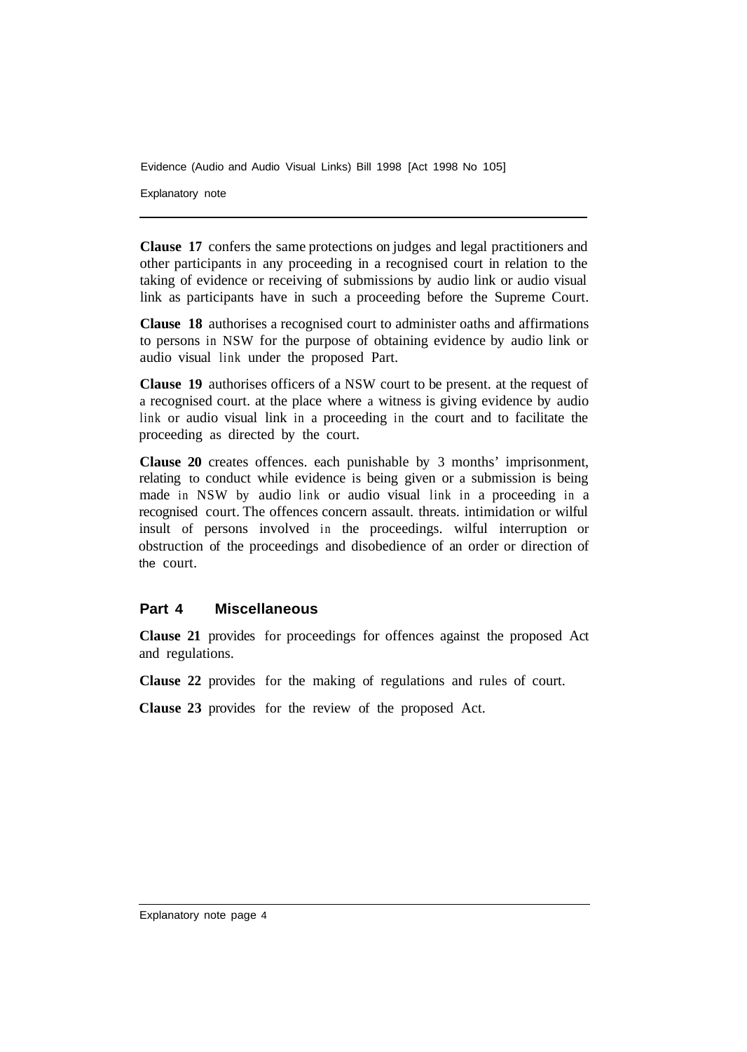**Clause 17** confers the same protections on judges and legal practitioners and other participants in any proceeding in a recognised court in relation to the taking of evidence or receiving of submissions by audio link or audio visual link as participants have in such a proceeding before the Supreme Court.

**Clause 18** authorises a recognised court to administer oaths and affirmations to persons in NSW for the purpose of obtaining evidence by audio link or audio visual link under the proposed Part.

**Clause 19** authorises officers of a NSW court to be present. at the request of a recognised court. at the place where a witness is giving evidence by audio link or audio visual link in a proceeding in the court and to facilitate the proceeding as directed by the court.

**Clause 20** creates offences. each punishable by 3 months' imprisonment, relating to conduct while evidence is being given or a submission is being made in NSW by audio link or audio visual link in a proceeding in a recognised court. The offences concern assault. threats. intimidation or wilful insult of persons involved in the proceedings. wilful interruption or obstruction of the proceedings and disobedience of an order or direction of the court.

## Part 4 Miscellaneous

**Clause 21** provides for proceedings for offences against the proposed Act and regulations.

**Clause 22** provides for the making of regulations and rules of court.

**Clause 23** provides for the review of the proposed Act.